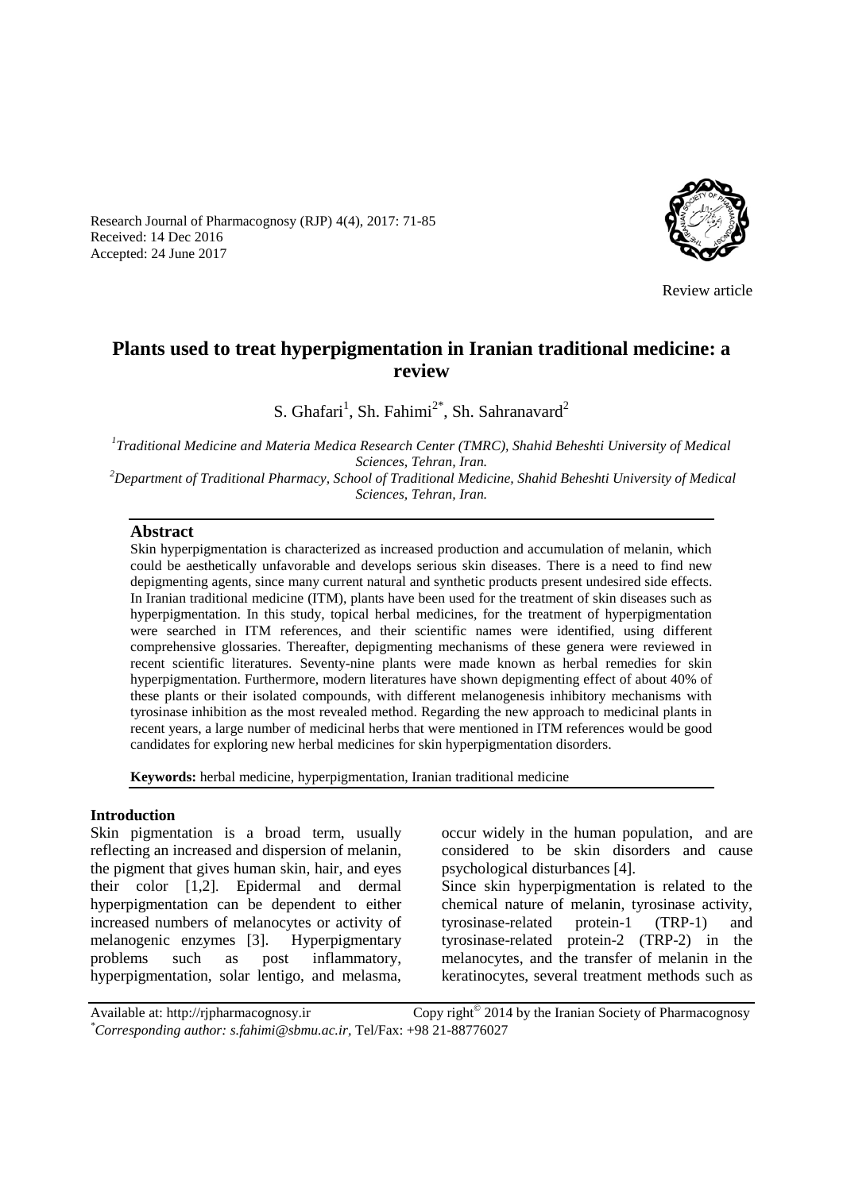Review article

# Plants used to treat hyperpigmentation in Iranian traditional medicine: a review

S. Ghafari[1], Sh. Fahimi[2*], Sh. Sahranavard[2]

*[1]Traditional Medicine and Materia Medica Research Center (TMRC), Shahid Beheshti University of Medical Sciences, Tehran, Iran.*
*[2]Department of Traditional Pharmacy, School of Traditional Medicine, Shahid Beheshti University of Medical Sciences, Tehran, Iran.*

Received: 14 Dec 2016
Accepted: 24 June 2017

## Abstract

Skin hyperpigmentation is characterized as increased production and accumulation of melanin, which could be aesthetically unfavorable and develops serious skin diseases. There is a need to find new depigmenting agents, since many current natural and synthetic products present undesired side effects. In Iranian traditional medicine (ITM), plants have been used for the treatment of skin diseases such as hyperpigmentation. In this study, topical herbal medicines, for the treatment of hyperpigmentation were searched in ITM references, and their scientific names were identified, using different comprehensive glossaries. Thereafter, depigmenting mechanisms of these genera were reviewed in recent scientific literatures. Seventy-nine plants were made known as herbal remedies for skin hyperpigmentation. Furthermore, modern literatures have shown depigmenting effect of about 40% of these plants or their isolated compounds, with different melanogenesis inhibitory mechanisms with tyrosinase inhibition as the most revealed method. Regarding the new approach to medicinal plants in recent years, a large number of medicinal herbs that were mentioned in ITM references would be good candidates for exploring new herbal medicines for skin hyperpigmentation disorders.

**Keywords:** herbal medicine, hyperpigmentation, Iranian traditional medicine

## Introduction

Skin pigmentation is a broad term, usually reflecting an increased and dispersion of melanin, the pigment that gives human skin, hair, and eyes their color [1,2]. Epidermal and dermal hyperpigmentation can be dependent to either increased numbers of melanocytes or activity of melanogenic enzymes [3]. Hyperpigmentary problems such as post inflammatory, hyperpigmentation, solar lentigo, and melasma, occur widely in the human population, and are considered to be skin disorders and cause psychological disturbances [4].

Since skin hyperpigmentation is related to the chemical nature of melanin, tyrosinase activity, tyrosinase-related protein-1 (TRP-1) and tyrosinase-related protein-2 (TRP-2) in the melanocytes, and the transfer of melanin in the keratinocytes, several treatment methods such as

Available at: http://rjpharmacognosy.ir Copy right© 2014 by the Iranian Society of Pharmacognosy
*\*Corresponding author: s.fahimi@sbmu.ac.ir*, Tel/Fax: +98 21-88776027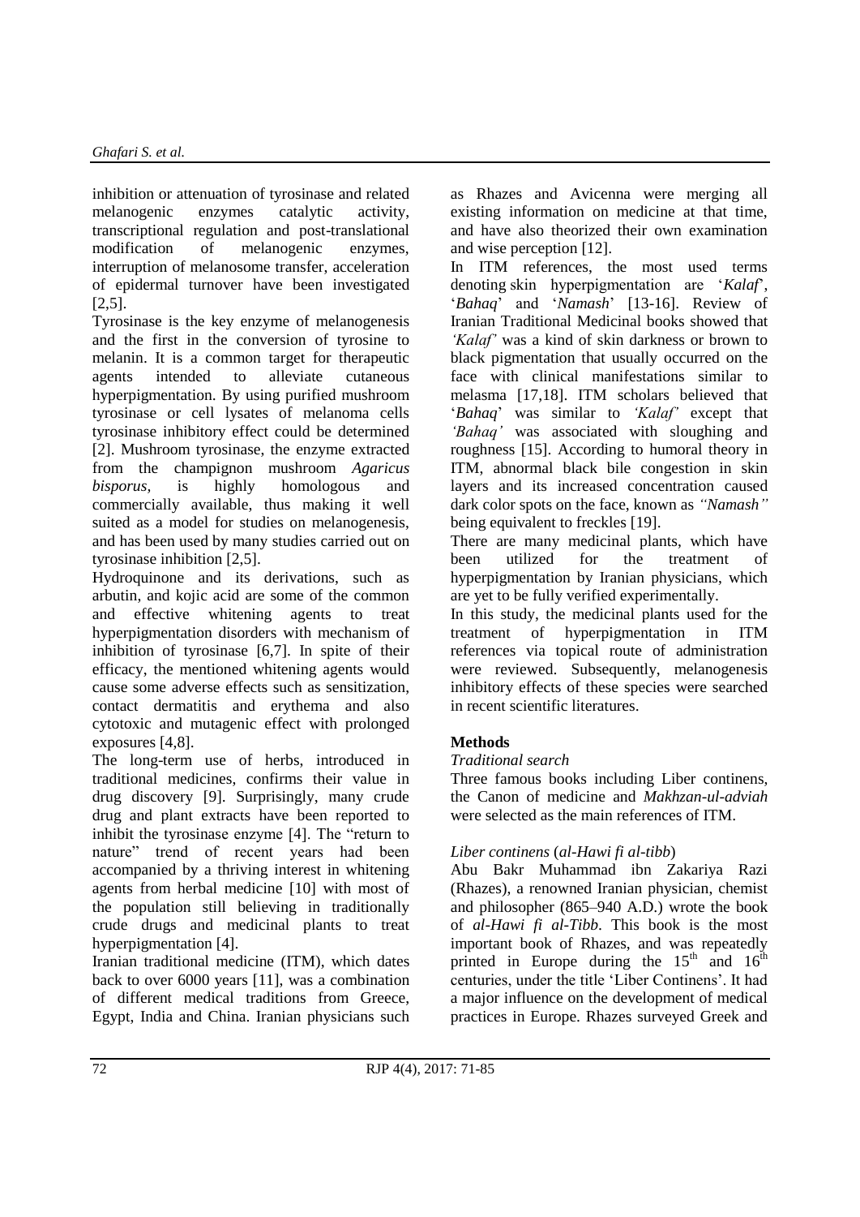inhibition or attenuation of tyrosinase and related melanogenic enzymes catalytic activity, transcriptional regulation and post-translational modification of melanogenic enzymes, interruption of melanosome transfer, acceleration of epidermal turnover have been investigated [2,5].

Tyrosinase is the key enzyme of melanogenesis and the first in the conversion of tyrosine to melanin. It is a common target for therapeutic agents intended to alleviate cutaneous hyperpigmentation. By using purified mushroom tyrosinase or cell lysates of melanoma cells tyrosinase inhibitory effect could be determined [2]. Mushroom tyrosinase, the enzyme extracted from the champignon mushroom *Agaricus bisporus*, is highly homologous and commercially available, thus making it well suited as a model for studies on melanogenesis, and has been used by many studies carried out on tyrosinase inhibition [2,5].

Hydroquinone and its derivations, such as arbutin, and kojic acid are some of the common and effective whitening agents to treat hyperpigmentation disorders with mechanism of inhibition of tyrosinase [6,7]. In spite of their efficacy, the mentioned whitening agents would cause some adverse effects such as sensitization, contact dermatitis and erythema and also cytotoxic and mutagenic effect with prolonged exposures [4,8].

The long-term use of herbs, introduced in traditional medicines, confirms their value in drug discovery [9]. Surprisingly, many crude drug and plant extracts have been reported to inhibit the tyrosinase enzyme [4]. The "return to nature" trend of recent years had been accompanied by a thriving interest in whitening agents from herbal medicine [10] with most of the population still believing in traditionally crude drugs and medicinal plants to treat hyperpigmentation [4].

Iranian traditional medicine (ITM), which dates back to over 6000 years [11], was a combination of different medical traditions from Greece, Egypt, India and China. Iranian physicians such as Rhazes and Avicenna were merging all existing information on medicine at that time, and have also theorized their own examination and wise perception [12].

In ITM references, the most used terms denoting skin hyperpigmentation are '*Kalaf*', '*Bahaq*' and '*Namash*' [13-16]. Review of Iranian Traditional Medicinal books showed that *'Kalaf'* was a kind of skin darkness or brown to black pigmentation that usually occurred on the face with clinical manifestations similar to melasma [17,18]. ITM scholars believed that '*Bahaq*' was similar to *'Kalaf'* except that *'Bahaq'* was associated with sloughing and roughness [15]. According to humoral theory in ITM, abnormal black bile congestion in skin layers and its increased concentration caused dark color spots on the face, known as *"Namash"* being equivalent to freckles [19].

There are many medicinal plants, which have been utilized for the treatment of hyperpigmentation by Iranian physicians, which are yet to be fully verified experimentally.

In this study, the medicinal plants used for the treatment of hyperpigmentation in ITM references via topical route of administration were reviewed. Subsequently, melanogenesis inhibitory effects of these species were searched in recent scientific literatures.

## Methods

### *Traditional search*

Three famous books including Liber continens, the Canon of medicine and *Makhzan-ul-adviah* were selected as the main references of ITM.

### *Liber continens* (*al-Hawi fi al-tibb*)

Abu Bakr Muhammad ibn Zakariya Razi (Rhazes), a renowned Iranian physician, chemist and philosopher (865–940 A.D.) wrote the book of *al-Hawi fi al-Tibb*. This book is the most important book of Rhazes, and was repeatedly printed in Europe during the $15^{th}$ and $16^{th}$ centuries, under the title 'Liber Continens'. It had a major influence on the development of medical practices in Europe. Rhazes surveyed Greek and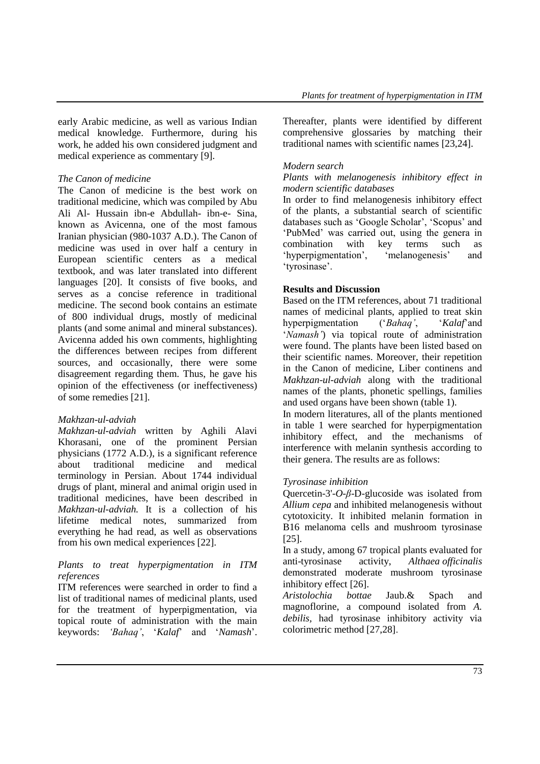early Arabic medicine, as well as various Indian medical knowledge. Furthermore, during his work, he added his own considered judgment and medical experience as commentary [9].

### *The Canon of medicine*

The Canon of medicine is the best work on traditional medicine, which was compiled by Abu Ali Al- Hussain ibn-e Abdullah- ibn-e- Sina, known as Avicenna, one of the most famous Iranian physician (980-1037 A.D.). The Canon of medicine was used in over half a century in European scientific centers as a medical textbook, and was later translated into different languages [20]. It consists of five books, and serves as a concise reference in traditional medicine. The second book contains an estimate of 800 individual drugs, mostly of medicinal plants (and some animal and mineral substances). Avicenna added his own comments, highlighting the differences between recipes from different sources, and occasionally, there were some disagreement regarding them. Thus, he gave his opinion of the effectiveness (or ineffectiveness) of some remedies [21].

### *Makhzan-ul-adviah*

*Makhzan-ul-adviah* written by Aghili Alavi Khorasani, one of the prominent Persian physicians (1772 A.D.), is a significant reference about traditional medicine and medical terminology in Persian. About 1744 individual drugs of plant, mineral and animal origin used in traditional medicines, have been described in *Makhzan-ul-adviah.* It is a collection of his lifetime medical notes, summarized from everything he had read, as well as observations from his own medical experiences [22].

### *Plants to treat hyperpigmentation in ITM references*

ITM references were searched in order to find a list of traditional names of medicinal plants, used for the treatment of hyperpigmentation, via topical route of administration with the main keywords: *'Bahaq'*, '*Kalaf*' and '*Namash*'. Thereafter, plants were identified by different comprehensive glossaries by matching their traditional names with scientific names [23,24].

### *Modern search*

#### *Plants with melanogenesis inhibitory effect in modern scientific databases*

In order to find melanogenesis inhibitory effect of the plants, a substantial search of scientific databases such as 'Google Scholar', 'Scopus' and 'PubMed' was carried out, using the genera in combination with key terms such as 'hyperpigmentation', 'melanogenesis' and 'tyrosinase'.

## **Results and Discussion**

Based on the ITM references, about 71 traditional names of medicinal plants, applied to treat skin hyperpigmentation ('*Bahaq'*, '*Kalaf*' and '*Namash'*) via topical route of administration were found. The plants have been listed based on their scientific names. Moreover, their repetition in the Canon of medicine, Liber continens and *Makhzan-ul-adviah* along with the traditional names of the plants, phonetic spellings, families and used organs have been shown (table 1).

In modern literatures, all of the plants mentioned in table 1 were searched for hyperpigmentation inhibitory effect, and the mechanisms of interference with melanin synthesis according to their genera. The results are as follows:

### *Tyrosinase inhibition*

Quercetin-3'-*O*-*β*-D-glucoside was isolated from *Allium cepa* and inhibited melanogenesis without cytotoxicity. It inhibited melanin formation in B16 melanoma cells and mushroom tyrosinase [25].

In a study, among 67 tropical plants evaluated for anti-tyrosinase activity, *Althaea officinalis* demonstrated moderate mushroom tyrosinase inhibitory effect [26].

*Aristolochia bottae* Jaub.& Spach and magnoflorine, a compound isolated from *A. debilis*, had tyrosinase inhibitory activity via colorimetric method [27,28].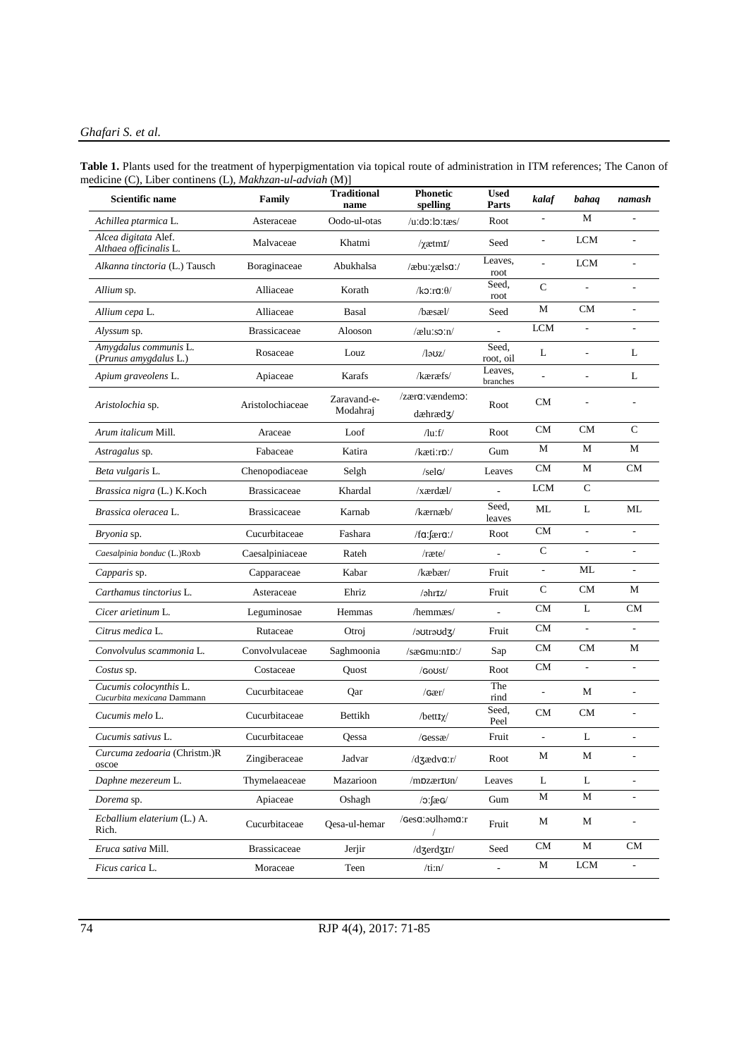**Table 1.** Plants used for the treatment of hyperpigmentation via topical route of administration in ITM references; The Canon of medicine (C), Liber continens (L), *Makhzan-ul-adviah* (M)]

| Scientific name | Family | Traditional name | Phonetic spelling | Used Parts | *kalaf* | *bahaq* | *namash* |
|---|---|---|---|---|---|---|---|
| *Achillea ptarmica* L. | Asteraceae | Oodo-ul-otas | /uːdɔːlɔːtæs/ | Root | - | M | - |
| *Alcea digitata* Alef. *Althaea officinalis* L. | Malvaceae | Khatmi | /χætmɪ/ | Seed | - | LCM | - |
| *Alkanna tinctoria* (L.) Tausch | Boraginaceae | Abukhalsa | /æbuːχælsɑː/ | Leaves, root | - | LCM | - |
| *Allium* sp. | Alliaceae | Korath | /kɔːrɑːθ/ | Seed, root | C | - | - |
| *Allium cepa* L. | Alliaceae | Basal | /bæsæl/ | Seed | M | CM | - |
| *Alyssum* sp. | Brassicaceae | Alooson | /æluːsɔːn/ | - | LCM | - | - |
| *Amygdalus communis* L. (*Prunus amygdalus* L.) | Rosaceae | Louz | /ləʊz/ | Seed, root, oil | L | - | L |
| *Apium graveolens* L. | Apiaceae | Karafs | /kæræfs/ | Leaves, branches | - | - | L |
| *Aristolochia* sp. | Aristolochiaceae | Zaravand-e-Modahraj | /zærɑːvændemɔː dæhrædʒ/ | Root | CM | - | - |
| *Arum italicum* Mill. | Araceae | Loof | /luːf/ | Root | CM | CM | C |
| *Astragalus* sp. | Fabaceae | Katira | /kætiːrɒː/ | Gum | M | M | M |
| *Beta vulgaris* L. | Chenopodiaceae | Selgh | /selɢ/ | Leaves | CM | M | CM |
| *Brassica nigra* (L.) K.Koch | Brassicaceae | Khardal | /xærdæl/ | - | LCM | C | |
| *Brassica oleracea* L. | Brassicaceae | Karnab | /kærnæb/ | Seed, leaves | ML | L | ML |
| *Bryonia* sp. | Cucurbitaceae | Fashara | /fɑːʃærɑː/ | Root | CM | - | - |
| *Caesalpinia bonduc* (L.)Roxb | Caesalpiniaceae | Rateh | /ræte/ | - | C | - | - |
| *Capparis* sp. | Capparaceae | Kabar | /kæbær/ | Fruit | - | ML | - |
| *Carthamus tinctorius* L. | Asteraceae | Ehriz | /əhrɪz/ | Fruit | C | CM | M |
| *Cicer arietinum* L. | Leguminosae | Hemmas | /hemmæs/ | - | CM | L | CM |
| *Citrus medica* L. | Rutaceae | Otroj | /əʊtrəʊdʒ/ | Fruit | CM | - | - |
| *Convolvulus scammonia* L. | Convolvulaceae | Saghmoonia | /sæɢmuːnɪɒː/ | Sap | CM | CM | M |
| *Costus* sp. | Costaceae | Quost | /ɢoʊst/ | Root | CM | - | - |
| *Cucumis colocynthis* L. *Cucurbita mexicana* Dammann | Cucurbitaceae | Qar | /ɢær/ | The rind | - | M | - |
| *Cucumis melo* L. | Cucurbitaceae | Bettikh | /bettɪχ/ | Seed, Peel | CM | CM | - |
| *Cucumis sativus* L. | Cucurbitaceae | Qessa | /ɢessæ/ | Fruit | - | L | - |
| *Curcuma zedoaria* (Christm.)Roscoe | Zingiberaceae | Jadvar | /dʒædvɑːr/ | Root | M | M | - |
| *Daphne mezereum* L. | Thymelaeaceae | Mazarioon | /mɒzærɪʊn/ | Leaves | L | L | - |
| *Dorema* sp. | Apiaceae | Oshagh | /ɔːʃæɢ/ | Gum | M | M | - |
| *Ecballium elaterium* (L.) A. Rich. | Cucurbitaceae | Qesa-ul-hemar | /ɢesɑːəʊlhəmɑːr/ | Fruit | M | M | - |
| *Eruca sativa* Mill. | Brassicaceae | Jerjir | /dʒerdʒɪr/ | Seed | CM | M | CM |
| *Ficus carica* L. | Moraceae | Teen | /tiːn/ | - | M | LCM | - |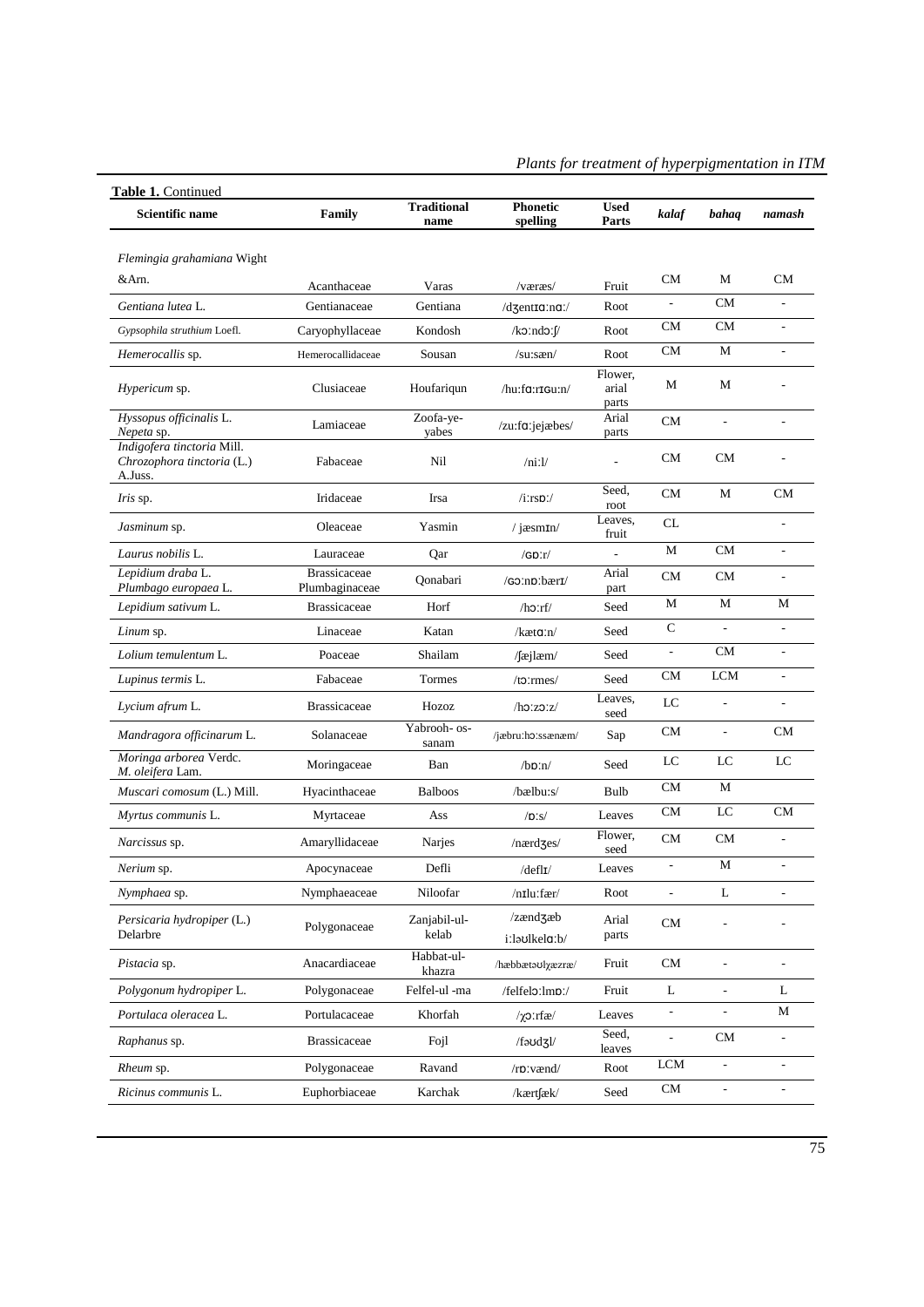**Table 1.** Continued

| Scientific name | Family | Traditional name | Phonetic spelling | Used Parts | *kalaf* | *bahaq* | *namash* |
|---|---|---|---|---|---|---|---|
| *Flemingia grahamiana* Wight &Arn. | Acanthaceae | Varas | /væræs/ | Fruit | CM | M | CM |
| *Gentiana lutea* L. | Gentianaceae | Gentiana | /dʒentɪɑːnɑː/ | Root | - | CM | - |
| *Gypsophila struthium* Loefl. | Caryophyllaceae | Kondosh | /kɔːndɔːʃ/ | Root | CM | CM | - |
| *Hemerocallis* sp. | Hemerocallidaceae | Sousan | /suːsæn/ | Root | CM | M | - |
| *Hypericum* sp. | Clusiaceae | Houfariqun | /huːfɑːrɪɢuːn/ | Flower, arial parts | M | M | - |
| *Hyssopus officinalis* L. *Nepeta* sp. | Lamiaceae | Zoofa-ye-yabes | /zuːfɑːjejæbes/ | Arial parts | CM | - | - |
| *Indigofera tinctoria* Mill. *Chrozophora tinctoria* (L.) A.Juss. | Fabaceae | Nil | /niːl/ | - | CM | CM | - |
| *Iris* sp. | Iridaceae | Irsa | /iːrsɒː/ | Seed, root | CM | M | CM |
| *Jasminum* sp. | Oleaceae | Yasmin | / jæsmɪn/ | Leaves, fruit | CL | | - |
| *Laurus nobilis* L. | Lauraceae | Qar | /ɢɒːr/ | - | M | CM | - |
| *Lepidium draba* L. *Plumbago europaea* L. | Brassicaceae Plumbaginaceae | Qonabari | /ɢɔːnɒːbærɪ/ | Arial part | CM | CM | - |
| *Lepidium sativum* L. | Brassicaceae | Horf | /hɔːrf/ | Seed | M | M | M |
| *Linum* sp. | Linaceae | Katan | /kætɑːn/ | Seed | C | - | - |
| *Lolium temulentum* L. | Poaceae | Shailam | /ʃæjlæm/ | Seed | - | CM | - |
| *Lupinus termis* L. | Fabaceae | Tormes | /tɔːrmes/ | Seed | CM | LCM | - |
| *Lycium afrum* L. | Brassicaceae | Hozoz | /hɔːzɔːz/ | Leaves, seed | LC | - | - |
| *Mandragora officinarum* L. | Solanaceae | Yabrooh- os-sanam | /jæbruːhɔːssænæm/ | Sap | CM | - | CM |
| *Moringa arborea* Verdc. *M. oleifera* Lam. | Moringaceae | Ban | /bɒːn/ | Seed | LC | LC | LC |
| *Muscari comosum* (L.) Mill. | Hyacinthaceae | Balboos | /bælbuːs/ | Bulb | CM | M | |
| *Myrtus communis* L. | Myrtaceae | Ass | /ɒːs/ | Leaves | CM | LC | CM |
| *Narcissus* sp. | Amaryllidaceae | Narjes | /nærdʒes/ | Flower, seed | CM | CM | - |
| *Nerium* sp. | Apocynaceae | Defli | /deflɪ/ | Leaves | - | M | - |
| *Nymphaea* sp. | Nymphaeaceae | Niloofar | /nɪluːfær/ | Root | - | L | - |
| *Persicaria hydropiper* (L.) Delarbre | Polygonaceae | Zanjabil-ul-kelab | /zændʒæb iːləʊlkelɑːb/ | Arial parts | CM | - | - |
| *Pistacia* sp. | Anacardiaceae | Habbat-ul-khazra | /hæbbætəʊlχæzræ/ | Fruit | CM | - | - |
| *Polygonum hydropiper* L. | Polygonaceae | Felfel-ul -ma | /felfelɔːlmɒː/ | Fruit | L | - | L |
| *Portulaca oleracea* L. | Portulacaceae | Khorfah | /χɔːrfæ/ | Leaves | - | - | M |
| *Raphanus* sp. | Brassicaceae | Fojl | /fəʊdʒl/ | Seed, leaves | - | CM | - |
| *Rheum* sp. | Polygonaceae | Ravand | /rɒːvænd/ | Root | LCM | - | - |
| *Ricinus communis* L. | Euphorbiaceae | Karchak | /kærtʃæk/ | Seed | CM | - | - |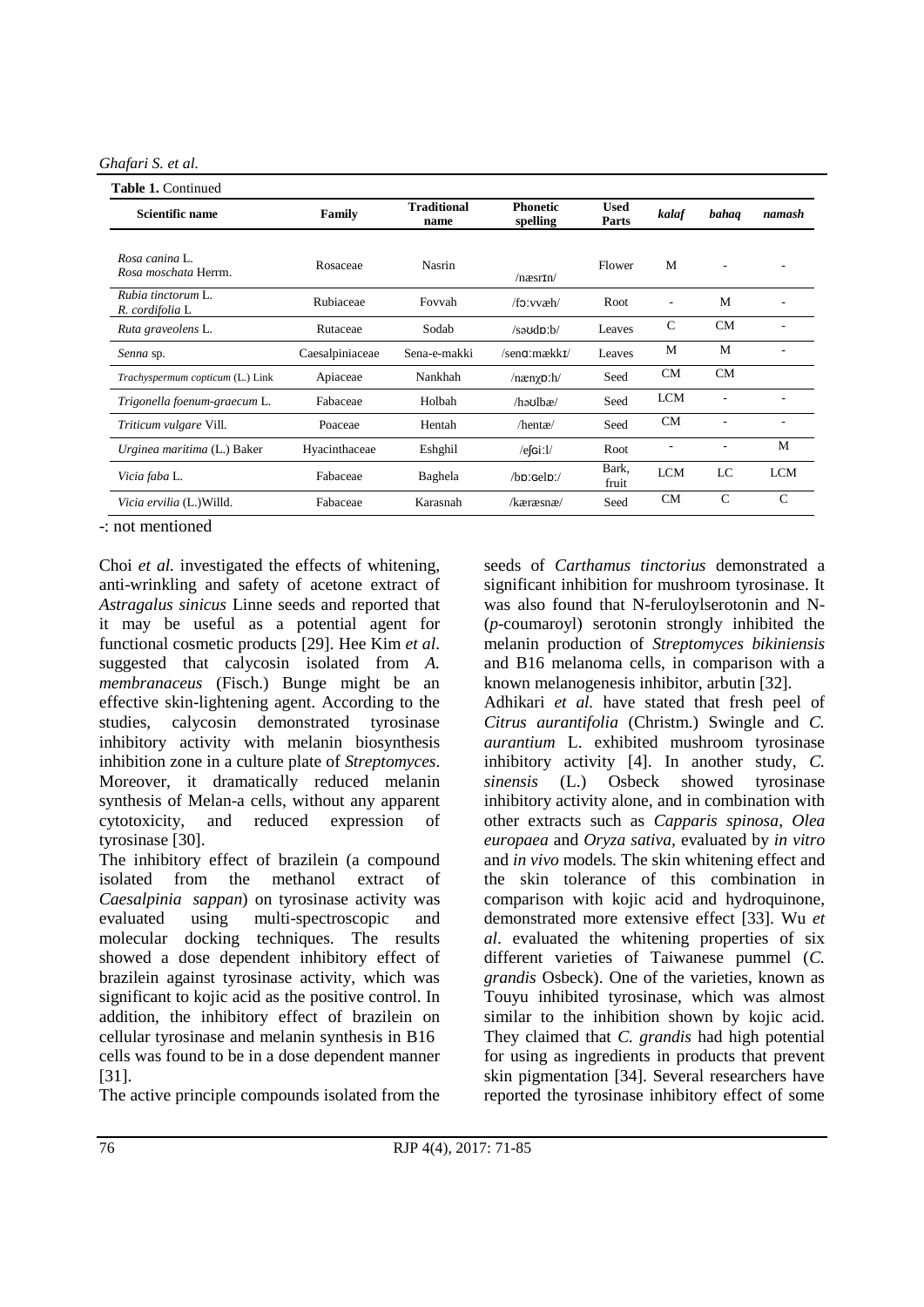**Table 1.** Continued

| Scientific name | Family | Traditional name | Phonetic spelling | Used Parts | *kalaf* | *bahaq* | *namash* |
|---|---|---|---|---|---|---|---|
| *Rosa canina* L. *Rosa moschata* Herrm. | Rosaceae | Nasrin | /næsrɪn/ | Flower | M | - | - |
| *Rubia tinctorum* L. *R. cordifolia* L | Rubiaceae | Fovvah | /fɔːvvæh/ | Root | - | M | - |
| *Ruta graveolens* L. | Rutaceae | Sodab | /səʊdɒːb/ | Leaves | C | CM | - |
| *Senna* sp. | Caesalpiniaceae | Sena-e-makki | /senɑːmækkɪ/ | Leaves | M | M | - |
| *Trachyspermum copticum* (L.) Link | Apiaceae | Nankhah | /nænχɒːh/ | Seed | CM | CM | |
| *Trigonella foenum-graecum* L. | Fabaceae | Holbah | /həʊlbæ/ | Seed | LCM | - | - |
| *Triticum vulgare* Vill. | Poaceae | Hentah | /hentæ/ | Seed | CM | - | - |
| *Urginea maritima* (L.) Baker | Hyacinthaceae | Eshghil | /eʃɢiːl/ | Root | - | - | M |
| *Vicia faba* L. | Fabaceae | Baghela | /bɒːɢelɒː/ | Bark, fruit | LCM | LC | LCM |
| *Vicia ervilia* (L.)Willd. | Fabaceae | Karasnah | /kæræsnæ/ | Seed | CM | C | C |

-: not mentioned

Choi *et al.* investigated the effects of whitening, anti-wrinkling and safety of acetone extract of *Astragalus sinicus* Linne seeds and reported that it may be useful as a potential agent for functional cosmetic products [29]. Hee Kim *et al*. suggested that calycosin isolated from *A. membranaceus* (Fisch.) Bunge might be an effective skin-lightening agent. According to the studies, calycosin demonstrated tyrosinase inhibitory activity with melanin biosynthesis inhibition zone in a culture plate of *Streptomyces*. Moreover, it dramatically reduced melanin synthesis of Melan-a cells, without any apparent cytotoxicity, and reduced expression of tyrosinase [30].

The inhibitory effect of brazilein (a compound isolated from the methanol extract of *Caesalpinia sappan*) on tyrosinase activity was evaluated using multi-spectroscopic and molecular docking techniques. The results showed a dose dependent inhibitory effect of brazilein against tyrosinase activity, which was significant to kojic acid as the positive control. In addition, the inhibitory effect of brazilein on cellular tyrosinase and melanin synthesis in B16 cells was found to be in a dose dependent manner [31].

The active principle compounds isolated from the seeds of *Carthamus tinctorius* demonstrated a significant inhibition for mushroom tyrosinase. It was also found that N-feruloylserotonin and N-(*p*-coumaroyl) serotonin strongly inhibited the melanin production of *Streptomyces bikiniensis* and B16 melanoma cells, in comparison with a known melanogenesis inhibitor, arbutin [32].

Adhikari *et al.* have stated that fresh peel of *Citrus aurantifolia* (Christm.) Swingle and *C. aurantium* L. exhibited mushroom tyrosinase inhibitory activity [4]. In another study, *C. sinensis* (L.) Osbeck showed tyrosinase inhibitory activity alone, and in combination with other extracts such as *Capparis spinosa*, *Olea europaea* and *Oryza sativa,* evaluated by *in vitro* and *in vivo* models. The skin whitening effect and the skin tolerance of this combination in comparison with kojic acid and hydroquinone, demonstrated more extensive effect [33]. Wu *et al*. evaluated the whitening properties of six different varieties of Taiwanese pummel (*C. grandis* Osbeck). One of the varieties, known as Touyu inhibited tyrosinase, which was almost similar to the inhibition shown by kojic acid. They claimed that *C. grandis* had high potential for using as ingredients in products that prevent skin pigmentation [34]. Several researchers have reported the tyrosinase inhibitory effect of some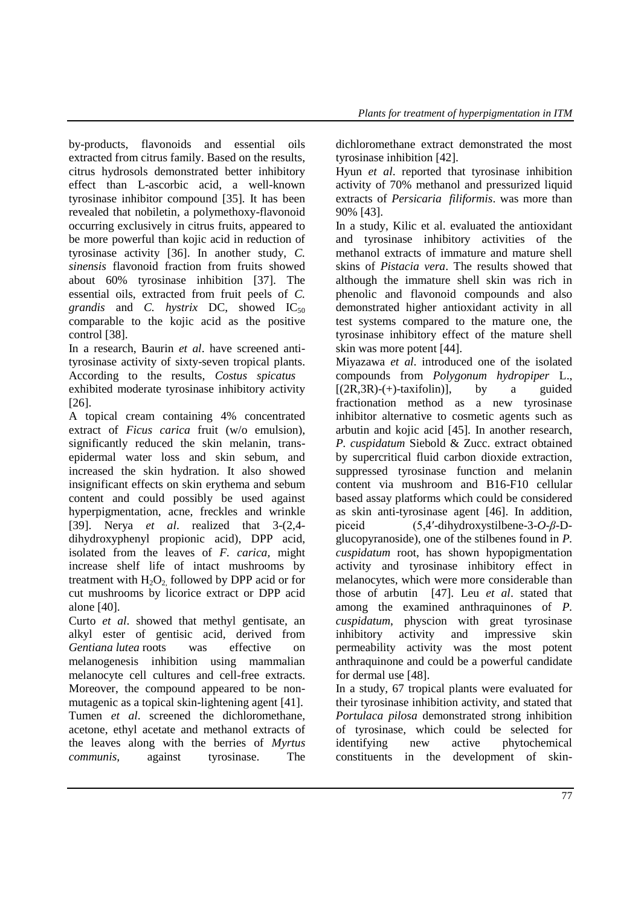by-products, flavonoids and essential oils extracted from citrus family. Based on the results, citrus hydrosols demonstrated better inhibitory effect than L-ascorbic acid, a well-known tyrosinase inhibitor compound [35]. It has been revealed that nobiletin, a polymethoxy-flavonoid occurring exclusively in citrus fruits, appeared to be more powerful than kojic acid in reduction of tyrosinase activity [36]. In another study, *C. sinensis* flavonoid fraction from fruits showed about 60% tyrosinase inhibition [37]. The essential oils, extracted from fruit peels of *C. grandis* and *C. hystrix* DC, showed $IC_{50}$ comparable to the kojic acid as the positive control [38].

In a research, Baurin *et al*. have screened anti-tyrosinase activity of sixty-seven tropical plants. According to the results, *Costus spicatus* exhibited moderate tyrosinase inhibitory activity [26].

A topical cream containing 4% concentrated extract of *Ficus carica* fruit (w/o emulsion), significantly reduced the skin melanin, trans-epidermal water loss and skin sebum, and increased the skin hydration. It also showed insignificant effects on skin erythema and sebum content and could possibly be used against hyperpigmentation, acne, freckles and wrinkle [39]. Nerya *et al*. realized that 3-(2,4-dihydroxyphenyl propionic acid), DPP acid, isolated from the leaves of *F. carica*, might increase shelf life of intact mushrooms by treatment with $H_2O_2$, followed by DPP acid or for cut mushrooms by licorice extract or DPP acid alone [40].

Curto *et al*. showed that methyl gentisate, an alkyl ester of gentisic acid, derived from *Gentiana lutea* roots was effective on melanogenesis inhibition using mammalian melanocyte cell cultures and cell-free extracts. Moreover, the compound appeared to be non-mutagenic as a topical skin-lightening agent [41].

Tumen *et al*. screened the dichloromethane, acetone, ethyl acetate and methanol extracts of the leaves along with the berries of *Myrtus communis*, against tyrosinase. The dichloromethane extract demonstrated the most tyrosinase inhibition [42].

Hyun *et al*. reported that tyrosinase inhibition activity of 70% methanol and pressurized liquid extracts of *Persicaria filiformis*. was more than 90% [43].

In a study, Kilic et al. evaluated the antioxidant and tyrosinase inhibitory activities of the methanol extracts of immature and mature shell skins of *Pistacia vera*. The results showed that although the immature shell skin was rich in phenolic and flavonoid compounds and also demonstrated higher antioxidant activity in all test systems compared to the mature one, the tyrosinase inhibitory effect of the mature shell skin was more potent [44].

Miyazawa *et al*. introduced one of the isolated compounds from *Polygonum hydropiper* L., [(2R,3R)-(+)-taxifolin)], by a guided fractionation method as a new tyrosinase inhibitor alternative to cosmetic agents such as arbutin and kojic acid [45]. In another research, *P. cuspidatum* Siebold & Zucc. extract obtained by supercritical fluid carbon dioxide extraction, suppressed tyrosinase function and melanin content via mushroom and B16-F10 cellular based assay platforms which could be considered as skin anti-tyrosinase agent [46]. In addition, piceid (5,4′-dihydroxystilbene-3-*O*-*β*-D-glucopyranoside), one of the stilbenes found in *P. cuspidatum* root, has shown hypopigmentation activity and tyrosinase inhibitory effect in melanocytes, which were more considerable than those of arbutin [47]. Leu *et al*. stated that among the examined anthraquinones of *P. cuspidatum*, physcion with great tyrosinase inhibitory activity and impressive skin permeability activity was the most potent anthraquinone and could be a powerful candidate for dermal use [48].

In a study, 67 tropical plants were evaluated for their tyrosinase inhibition activity, and stated that *Portulaca pilosa* demonstrated strong inhibition of tyrosinase, which could be selected for identifying new active phytochemical constituents in the development of skin-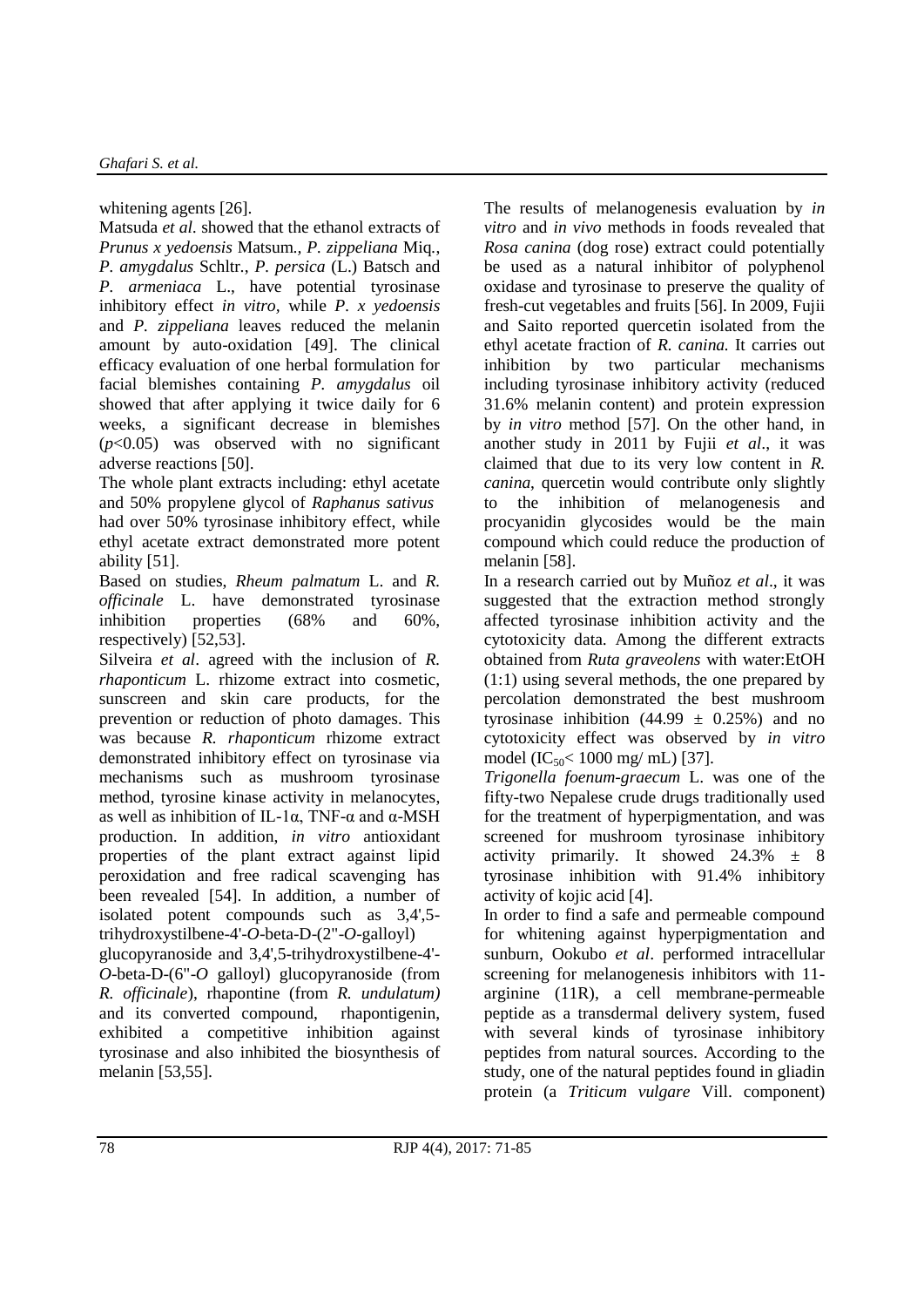whitening agents [26].

Matsuda *et al*. showed that the ethanol extracts of *Prunus x yedoensis* Matsum., *P. zippeliana* Miq., *P. amygdalus* Schltr., *P. persica* (L.) Batsch and *P. armeniaca* L., have potential tyrosinase inhibitory effect *in vitro*, while *P. x yedoensis* and *P. zippeliana* leaves reduced the melanin amount by auto-oxidation [49]. The clinical efficacy evaluation of one herbal formulation for facial blemishes containing *P. amygdalus* oil showed that after applying it twice daily for 6 weeks, a significant decrease in blemishes ($p$<0.05) was observed with no significant adverse reactions [50].

The whole plant extracts including: ethyl acetate and 50% propylene glycol of *Raphanus sativus* had over 50% tyrosinase inhibitory effect, while ethyl acetate extract demonstrated more potent ability [51].

Based on studies, *Rheum palmatum* L. and *R. officinale* L. have demonstrated tyrosinase inhibition properties (68% and 60%, respectively) [52,53].

Silveira *et al*. agreed with the inclusion of *R. rhaponticum* L. rhizome extract into cosmetic, sunscreen and skin care products, for the prevention or reduction of photo damages. This was because *R. rhaponticum* rhizome extract demonstrated inhibitory effect on tyrosinase via mechanisms such as mushroom tyrosinase method, tyrosine kinase activity in melanocytes, as well as inhibition of IL-1α, TNF-α and α-MSH production. In addition, *in vitro* antioxidant properties of the plant extract against lipid peroxidation and free radical scavenging has been revealed [54]. In addition, a number of isolated potent compounds such as 3,4',5-trihydroxystilbene-4'-*O*-beta-D-(2''-*O*-galloyl) glucopyranoside and 3,4',5-trihydroxystilbene-4'-*O*-beta-D-(6''-*O* galloyl) glucopyranoside (from *R. officinale*), rhapontine (from *R. undulatum)* and its converted compound, rhapontigenin, exhibited a competitive inhibition against tyrosinase and also inhibited the biosynthesis of melanin [53,55].

The results of melanogenesis evaluation by *in vitro* and *in vivo* methods in foods revealed that *Rosa canina* (dog rose) extract could potentially be used as a natural inhibitor of polyphenol oxidase and tyrosinase to preserve the quality of fresh-cut vegetables and fruits [56]. In 2009, Fujii and Saito reported quercetin isolated from the ethyl acetate fraction of *R. canina.* It carries out inhibition by two particular mechanisms including tyrosinase inhibitory activity (reduced 31.6% melanin content) and protein expression by *in vitro* method [57]. On the other hand, in another study in 2011 by Fujii *et al*., it was claimed that due to its very low content in *R. canina*, quercetin would contribute only slightly to the inhibition of melanogenesis and procyanidin glycosides would be the main compound which could reduce the production of melanin [58].

In a research carried out by Muñoz *et al*., it was suggested that the extraction method strongly affected tyrosinase inhibition activity and the cytotoxicity data. Among the different extracts obtained from *Ruta graveolens* with water:EtOH (1:1) using several methods, the one prepared by percolation demonstrated the best mushroom tyrosinase inhibition (44.99 ± 0.25%) and no cytotoxicity effect was observed by *in vitro* model ($IC_{50}$< 1000 mg/ mL) [37].

*Trigonella foenum-graecum* L. was one of the fifty-two Nepalese crude drugs traditionally used for the treatment of hyperpigmentation, and was screened for mushroom tyrosinase inhibitory activity primarily. It showed 24.3% ± 8 tyrosinase inhibition with 91.4% inhibitory activity of kojic acid [4].

In order to find a safe and permeable compound for whitening against hyperpigmentation and sunburn, Ookubo *et al*. performed intracellular screening for melanogenesis inhibitors with 11-arginine (11R), a cell membrane-permeable peptide as a transdermal delivery system, fused with several kinds of tyrosinase inhibitory peptides from natural sources. According to the study, one of the natural peptides found in gliadin protein (a *Triticum vulgare* Vill. component)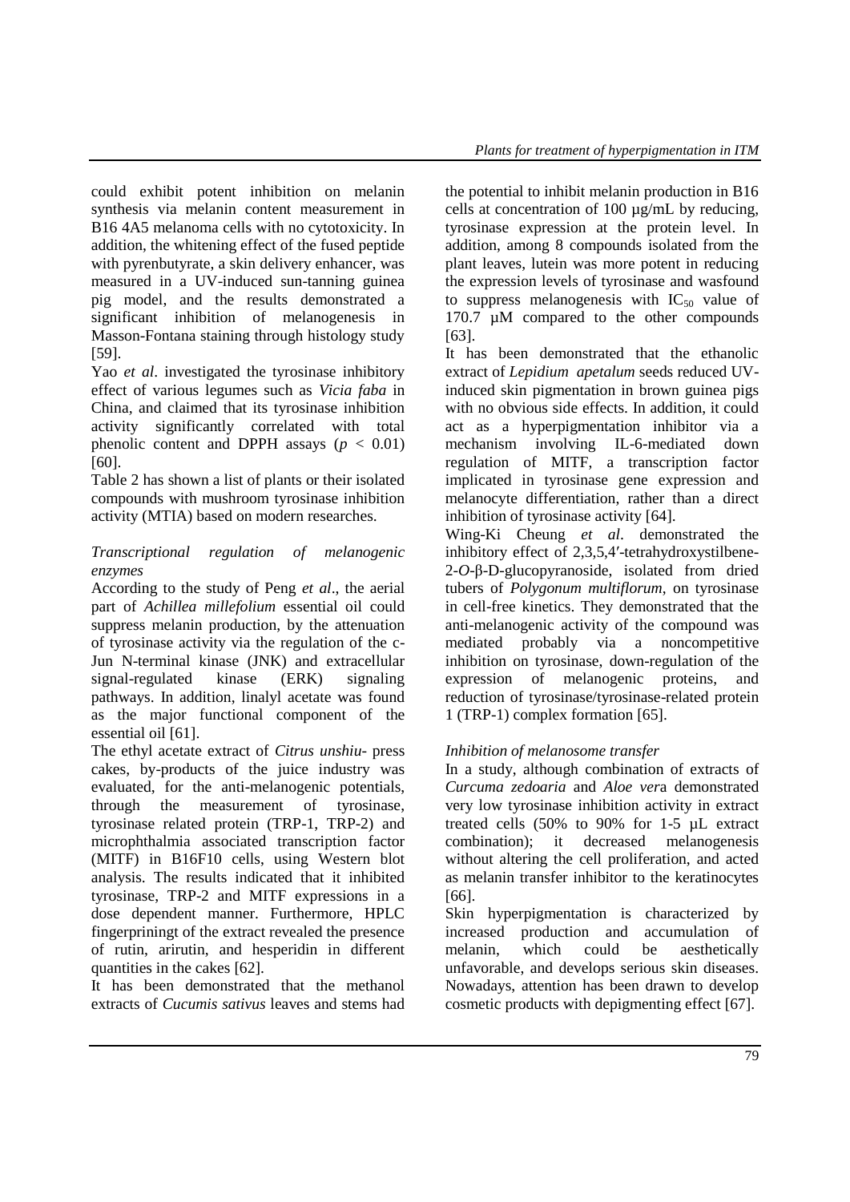could exhibit potent inhibition on melanin synthesis via melanin content measurement in B16 4A5 melanoma cells with no cytotoxicity. In addition, the whitening effect of the fused peptide with pyrenbutyrate, a skin delivery enhancer, was measured in a UV-induced sun-tanning guinea pig model, and the results demonstrated a significant inhibition of melanogenesis in Masson-Fontana staining through histology study [59].

Yao *et al*. investigated the tyrosinase inhibitory effect of various legumes such as *Vicia faba* in China, and claimed that its tyrosinase inhibition activity significantly correlated with total phenolic content and DPPH assays ($p < 0.01$) [60].

Table 2 has shown a list of plants or their isolated compounds with mushroom tyrosinase inhibition activity (MTIA) based on modern researches.

*Transcriptional regulation of melanogenic enzymes*

According to the study of Peng *et al*., the aerial part of *Achillea millefolium* essential oil could suppress melanin production, by the attenuation of tyrosinase activity via the regulation of the c-Jun N-terminal kinase (JNK) and extracellular signal-regulated kinase (ERK) signaling pathways. In addition, linalyl acetate was found as the major functional component of the essential oil [61].

The ethyl acetate extract of *Citrus unshiu*- press cakes, by-products of the juice industry was evaluated, for the anti-melanogenic potentials, through the measurement of tyrosinase, tyrosinase related protein (TRP-1, TRP-2) and microphthalmia associated transcription factor (MITF) in B16F10 cells, using Western blot analysis. The results indicated that it inhibited tyrosinase, TRP-2 and MITF expressions in a dose dependent manner. Furthermore, HPLC fingerpriningt of the extract revealed the presence of rutin, arirutin, and hesperidin in different quantities in the cakes [62].

It has been demonstrated that the methanol extracts of *Cucumis sativus* leaves and stems had the potential to inhibit melanin production in B16 cells at concentration of 100 µg/mL by reducing, tyrosinase expression at the protein level. In addition, among 8 compounds isolated from the plant leaves, lutein was more potent in reducing the expression levels of tyrosinase and wasfound to suppress melanogenesis with $IC_{50}$ value of 170.7 µM compared to the other compounds [63].

It has been demonstrated that the ethanolic extract of *Lepidium apetalum* seeds reduced UV-induced skin pigmentation in brown guinea pigs with no obvious side effects. In addition, it could act as a hyperpigmentation inhibitor via a mechanism involving IL-6-mediated down regulation of MITF, a transcription factor implicated in tyrosinase gene expression and melanocyte differentiation, rather than a direct inhibition of tyrosinase activity [64].

Wing-Ki Cheung *et al*. demonstrated the inhibitory effect of 2,3,5,4′-tetrahydroxystilbene-2-*O*-β-D-glucopyranoside, isolated from dried tubers of *Polygonum multiflorum*, on tyrosinase in cell-free kinetics. They demonstrated that the anti-melanogenic activity of the compound was mediated probably via a noncompetitive inhibition on tyrosinase, down-regulation of the expression of melanogenic proteins, and reduction of tyrosinase/tyrosinase-related protein 1 (TRP-1) complex formation [65].

*Inhibition of melanosome transfer*

In a study, although combination of extracts of *Curcuma zedoaria* and *Aloe ver*a demonstrated very low tyrosinase inhibition activity in extract treated cells (50% to 90% for 1-5 µL extract combination); it decreased melanogenesis without altering the cell proliferation, and acted as melanin transfer inhibitor to the keratinocytes [66].

Skin hyperpigmentation is characterized by increased production and accumulation of melanin, which could be aesthetically unfavorable, and develops serious skin diseases. Nowadays, attention has been drawn to develop cosmetic products with depigmenting effect [67].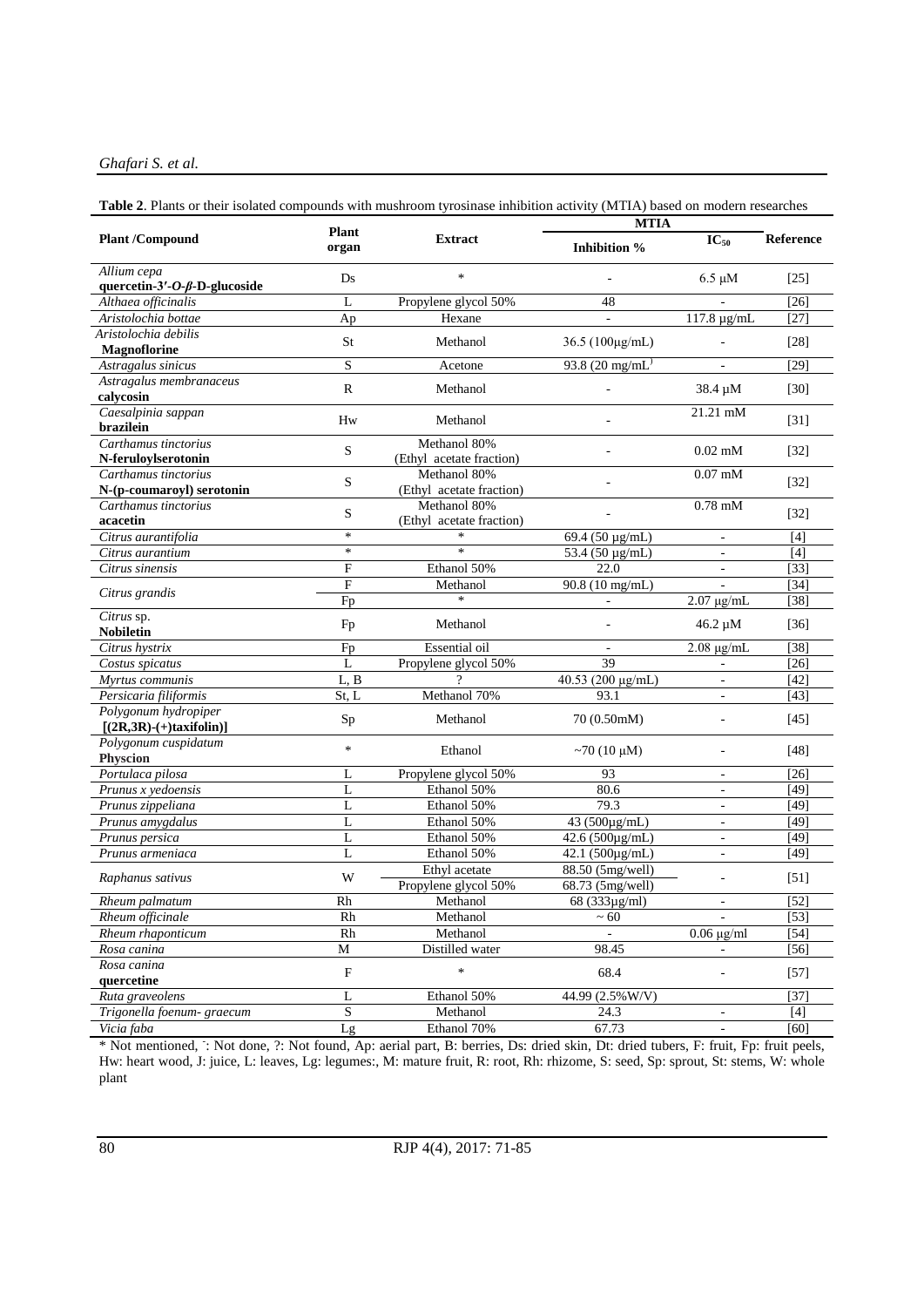**Table 2**. Plants or their isolated compounds with mushroom tyrosinase inhibition activity (MTIA) based on modern researches

| Plant /Compound | Plant organ | Extract | MTIA | | Reference |
|---|---|---|---|---|---|
| | | | Inhibition % | $IC_{50}$ | |
| *Allium cepa* **quercetin-3′-*O*-*β*-D-glucoside** | Ds | * | - | 6.5 μM | [25] |
| *Althaea officinalis* | L | Propylene glycol 50% | 48 | - | [26] |
| *Aristolochia bottae* | Ap | Hexane | - | 117.8 μg/mL | [27] |
| *Aristolochia debilis* **Magnoflorine** | St | Methanol | 36.5 (100μg/mL) | - | [28] |
| *Astragalus sinicus* | S | Acetone | 93.8 (20 mg/mL) | - | [29] |
| *Astragalus membranaceus* **calycosin** | R | Methanol | - | 38.4 μM | [30] |
| *Caesalpinia sappan* **brazilein** | Hw | Methanol | - | 21.21 mM | [31] |
| *Carthamus tinctorius* **N-feruloylserotonin** | S | Methanol 80% (Ethyl acetate fraction) | - | 0.02 mM | [32] |
| *Carthamus tinctorius* **N-(p-coumaroyl) serotonin** | S | Methanol 80% (Ethyl acetate fraction) | - | 0.07 mM | [32] |
| *Carthamus tinctorius* **acacetin** | S | Methanol 80% (Ethyl acetate fraction) | - | 0.78 mM | [32] |
| *Citrus aurantifolia* | * | * | 69.4 (50 μg/mL) | - | [4] |
| *Citrus aurantium* | * | * | 53.4 (50 μg/mL) | - | [4] |
| *Citrus sinensis* | F | Ethanol 50% | 22.0 | - | [33] |
| *Citrus grandis* | F | Methanol | 90.8 (10 mg/mL) | - | [34] |
| | Fp | * | - | 2.07 μg/mL | [38] |
| *Citrus* sp. **Nobiletin** | Fp | Methanol | - | 46.2 μM | [36] |
| *Citrus hystrix* | Fp | Essential oil | - | 2.08 μg/mL | [38] |
| *Costus spicatus* | L | Propylene glycol 50% | 39 | - | [26] |
| *Myrtus communis* | L, B | ? | 40.53 (200 μg/mL) | - | [42] |
| *Persicaria filiformis* | St, L | Methanol 70% | 93.1 | - | [43] |
| *Polygonum hydropiper* **[(2R,3R)-(+)taxifolin)]** | Sp | Methanol | 70 (0.50mM) | - | [45] |
| *Polygonum cuspidatum* **Physcion** | * | Ethanol | ~70 (10 μM) | - | [48] |
| *Portulaca pilosa* | L | Propylene glycol 50% | 93 | - | [26] |
| *Prunus x yedoensis* | L | Ethanol 50% | 80.6 | - | [49] |
| *Prunus zippeliana* | L | Ethanol 50% | 79.3 | - | [49] |
| *Prunus amygdalus* | L | Ethanol 50% | 43 (500μg/mL) | - | [49] |
| *Prunus persica* | L | Ethanol 50% | 42.6 (500μg/mL) | - | [49] |
| *Prunus armeniaca* | L | Ethanol 50% | 42.1 (500μg/mL) | - | [49] |
| *Raphanus sativus* | W | Ethyl acetate | 88.50 (5mg/well) | - | [51] |
| | | Propylene glycol 50% | 68.73 (5mg/well) | | |
| *Rheum palmatum* | Rh | Methanol | 68 (333μg/ml) | - | [52] |
| *Rheum officinale* | Rh | Methanol | ~ 60 | - | [53] |
| *Rheum rhaponticum* | Rh | Methanol | - | 0.06 μg/ml | [54] |
| *Rosa canina* | M | Distilled water | 98.45 | - | [56] |
| *Rosa canina* **quercetine** | F | * | 68.4 | - | [57] |
| *Ruta graveolens* | L | Ethanol 50% | 44.99 (2.5%W/V) | | [37] |
| *Trigonella foenum- graecum* | S | Methanol | 24.3 | - | [4] |
| *Vicia faba* | Lg | Ethanol 70% | 67.73 | - | [60] |

\* Not mentioned, - : Not done, ?: Not found, Ap: aerial part, B: berries, Ds: dried skin, Dt: dried tubers, F: fruit, Fp: fruit peels, Hw: heart wood, J: juice, L: leaves, Lg: legumes:, M: mature fruit, R: root, Rh: rhizome, S: seed, Sp: sprout, St: stems, W: whole plant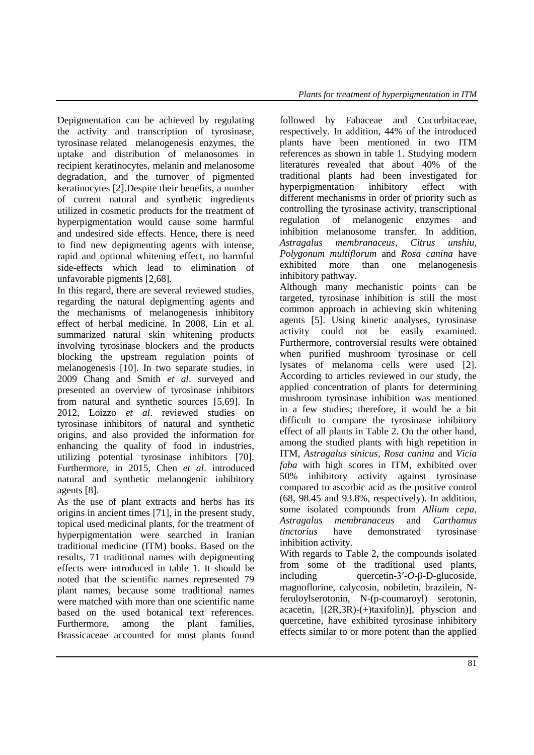Depigmentation can be achieved by regulating the activity and transcription of tyrosinase, tyrosinase related melanogenesis enzymes, the uptake and distribution of melanosomes in recipient keratinocytes, melanin and melanosome degradation, and the turnover of pigmented keratinocytes [2].Despite their benefits, a number of current natural and synthetic ingredients utilized in cosmetic products for the treatment of hyperpigmentation would cause some harmful and undesired side effects. Hence, there is need to find new depigmenting agents with intense, rapid and optional whitening effect, no harmful side-effects which lead to elimination of unfavorable pigments [2,68].

In this regard, there are several reviewed studies, regarding the natural depigmenting agents and the mechanisms of melanogenesis inhibitory effect of herbal medicine. In 2008, Lin et al. summarized natural skin whitening products involving tyrosinase blockers and the products blocking the upstream regulation points of melanogenesis [10]. In two separate studies, in 2009 Chang and Smith *et al*. surveyed and presented an overview of tyrosinase inhibitors from natural and synthetic sources [5,69]. In 2012, Loizzo *et al*. reviewed studies on tyrosinase inhibitors of natural and synthetic origins, and also provided the information for enhancing the quality of food in industries, utilizing potential tyrosinase inhibitors [70]. Furthermore, in 2015, Chen *et al*. introduced natural and synthetic melanogenic inhibitory agents [8].

As the use of plant extracts and herbs has its origins in ancient times [71], in the present study, topical used medicinal plants, for the treatment of hyperpigmentation were searched in Iranian traditional medicine (ITM) books. Based on the results, 71 traditional names with depigmenting effects were introduced in table 1. It should be noted that the scientific names represented 79 plant names, because some traditional names were matched with more than one scientific name based on the used botanical text references. Furthermore, among the plant families, Brassicaceae accounted for most plants found followed by Fabaceae and Cucurbitaceae, respectively. In addition, 44% of the introduced plants have been mentioned in two ITM references as shown in table 1. Studying modern literatures revealed that about 40% of the traditional plants had been investigated for hyperpigmentation inhibitory effect with different mechanisms in order of priority such as controlling the tyrosinase activity, transcriptional regulation of melanogenic enzymes and inhibition melanosome transfer. In addition, *Astragalus membranaceus*, *Citrus unshiu, Polygonum multiflorum* and *Rosa canina* have exhibited more than one melanogenesis inhibitory pathway.

Although many mechanistic points can be targeted, tyrosinase inhibition is still the most common approach in achieving skin whitening agents [5]. Using kinetic analyses, tyrosinase activity could not be easily examined. Furthermore, controversial results were obtained when purified mushroom tyrosinase or cell lysates of melanoma cells were used [2]. According to articles reviewed in our study, the applied concentration of plants for determining mushroom tyrosinase inhibition was mentioned in a few studies; therefore, it would be a bit difficult to compare the tyrosinase inhibitory effect of all plants in Table 2. On the other hand, among the studied plants with high repetition in ITM, *Astragalus sinicus*, *Rosa canina* and *Vicia faba* with high scores in ITM, exhibited over 50% inhibitory activity against tyrosinase compared to ascorbic acid as the positive control (68, 98.45 and 93.8%, respectively). In addition, some isolated compounds from *Allium cepa, Astragalus membranaceus* and *Carthamus tinctorius* have demonstrated tyrosinase inhibition activity.

With regards to Table 2, the compounds isolated from some of the traditional used plants, including quercetin-3′-*O*-β-D-glucoside, magnoflorine, calycosin, nobiletin, brazilein, N-feruloylserotonin, N-(p-coumaroyl) serotonin, acacetin, [(2R,3R)-(+)taxifolin)], physcion and quercetine, have exhibited tyrosinase inhibitory effects similar to or more potent than the applied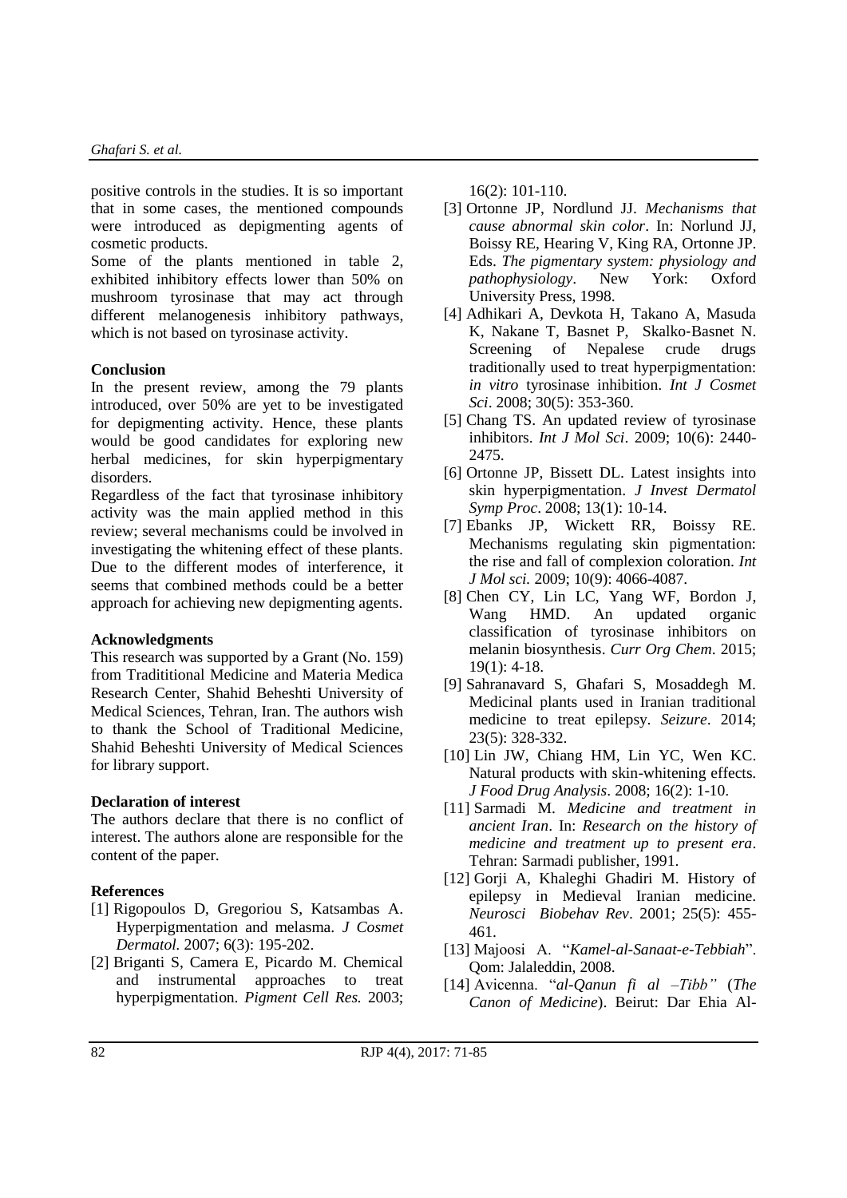positive controls in the studies. It is so important that in some cases, the mentioned compounds were introduced as depigmenting agents of cosmetic products.

Some of the plants mentioned in table 2, exhibited inhibitory effects lower than 50% on mushroom tyrosinase that may act through different melanogenesis inhibitory pathways, which is not based on tyrosinase activity.

**Conclusion**

In the present review, among the 79 plants introduced, over 50% are yet to be investigated for depigmenting activity. Hence, these plants would be good candidates for exploring new herbal medicines, for skin hyperpigmentary disorders.

Regardless of the fact that tyrosinase inhibitory activity was the main applied method in this review; several mechanisms could be involved in investigating the whitening effect of these plants. Due to the different modes of interference, it seems that combined methods could be a better approach for achieving new depigmenting agents.

**Acknowledgments**

This research was supported by a Grant (No. 159) from Tradititional Medicine and Materia Medica Research Center, Shahid Beheshti University of Medical Sciences, Tehran, Iran. The authors wish to thank the School of Traditional Medicine, Shahid Beheshti University of Medical Sciences for library support.

**Declaration of interest**

The authors declare that there is no conflict of interest. The authors alone are responsible for the content of the paper.

**References**

[1] Rigopoulos D, Gregoriou S, Katsambas A. Hyperpigmentation and melasma. *J Cosmet Dermatol.* 2007; 6(3): 195-202.

[2] Briganti S, Camera E, Picardo M. Chemical and instrumental approaches to treat hyperpigmentation. *Pigment Cell Res.* 2003; 16(2): 101-110.

[3] Ortonne JP, Nordlund JJ. *Mechanisms that cause abnormal skin color*. In: Norlund JJ, Boissy RE, Hearing V, King RA, Ortonne JP. Eds. *The pigmentary system: physiology and pathophysiology*. New York: Oxford University Press, 1998.

[4] Adhikari A, Devkota H, Takano A, Masuda K, Nakane T, Basnet P, Skalko-Basnet N. Screening of Nepalese crude drugs traditionally used to treat hyperpigmentation: *in vitro* tyrosinase inhibition. *Int J Cosmet Sci*. 2008; 30(5): 353-360.

[5] Chang TS. An updated review of tyrosinase inhibitors. *Int J Mol Sci*. 2009; 10(6): 2440-2475.

[6] Ortonne JP, Bissett DL. Latest insights into skin hyperpigmentation. *J Invest Dermatol Symp Proc*. 2008; 13(1): 10-14.

[7] Ebanks JP, Wickett RR, Boissy RE. Mechanisms regulating skin pigmentation: the rise and fall of complexion coloration. *Int J Mol sci.* 2009; 10(9): 4066-4087.

[8] Chen CY, Lin LC, Yang WF, Bordon J, Wang HMD. An updated organic classification of tyrosinase inhibitors on melanin biosynthesis. *Curr Org Chem*. 2015; 19(1): 4-18.

[9] Sahranavard S, Ghafari S, Mosaddegh M. Medicinal plants used in Iranian traditional medicine to treat epilepsy. *Seizure*. 2014; 23(5): 328-332.

[10] Lin JW, Chiang HM, Lin YC, Wen KC. Natural products with skin-whitening effects. *J Food Drug Analysis*. 2008; 16(2): 1-10.

[11] Sarmadi M. *Medicine and treatment in ancient Iran*. In: *Research on the history of medicine and treatment up to present era*. Tehran: Sarmadi publisher, 1991.

[12] Gorji A, Khaleghi Ghadiri M. History of epilepsy in Medieval Iranian medicine. *Neurosci Biobehav Rev*. 2001; 25(5): 455-461.

[13] Majoosi A. "*Kamel-al-Sanaat-e-Tebbiah*". Qom: Jalaleddin, 2008.

[14] Avicenna. "*al-Qanun fi al –Tibb"* (*The Canon of Medicine*). Beirut: Dar Ehia Al-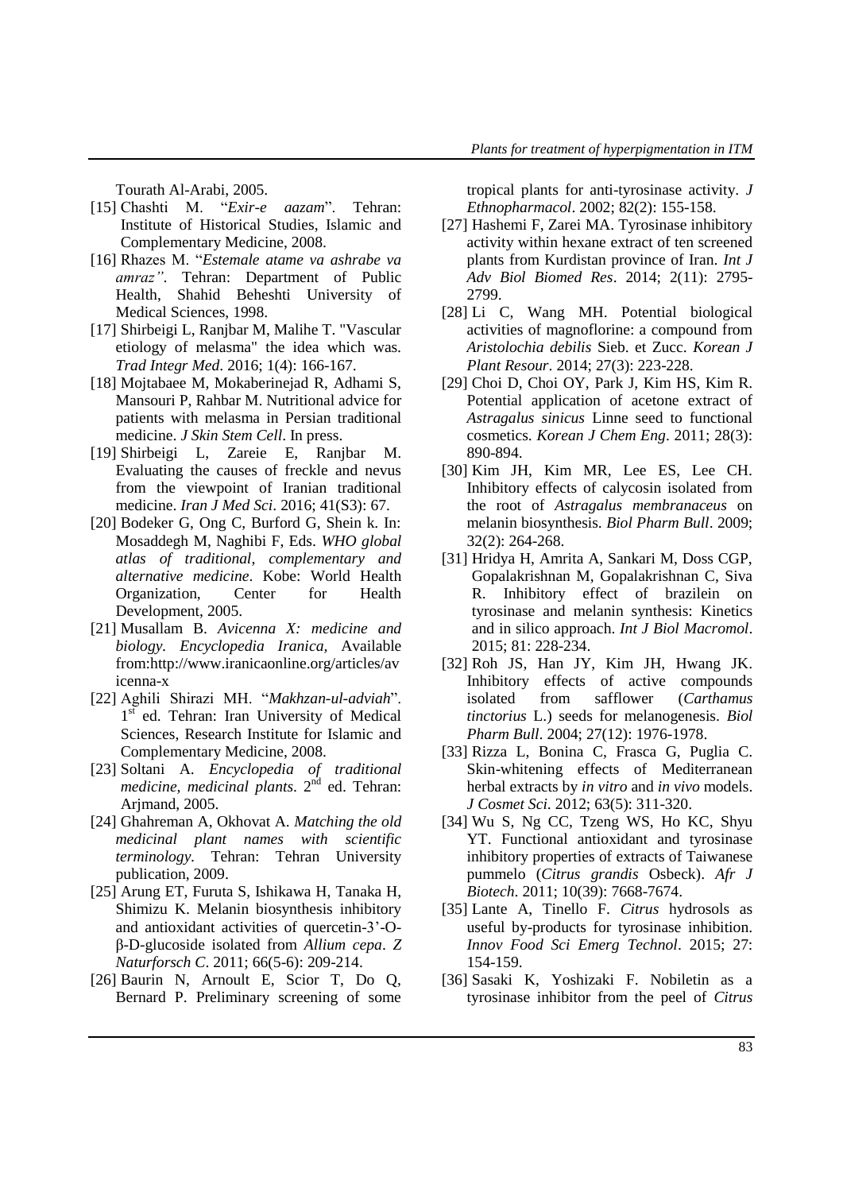Tourath Al-Arabi, 2005.

[15] Chashti M. "*Exir-e aazam*". Tehran: Institute of Historical Studies, Islamic and Complementary Medicine, 2008.

[16] Rhazes M. "*Estemale atame va ashrabe va amraz"*. Tehran: Department of Public Health, Shahid Beheshti University of Medical Sciences, 1998.

[17] Shirbeigi L, Ranjbar M, Malihe T. "Vascular etiology of melasma" the idea which was. *Trad Integr Med*. 2016; 1(4): 166-167.

[18] Mojtabaee M, Mokaberinejad R, Adhami S, Mansouri P, Rahbar M. Nutritional advice for patients with melasma in Persian traditional medicine. *J Skin Stem Cell*. In press.

[19] Shirbeigi L, Zareie E, Ranjbar M. Evaluating the causes of freckle and nevus from the viewpoint of Iranian traditional medicine. *Iran J Med Sci*. 2016; 41(S3): 67.

[20] Bodeker G, Ong C, Burford G, Shein k. In: Mosaddegh M, Naghibi F, Eds. *WHO global atlas of traditional, complementary and alternative medicine*. Kobe: World Health Organization, Center for Health Development, 2005.

[21] Musallam B. *Avicenna X: medicine and biology. Encyclopedia Iranica,* Available from:http://www.iranicaonline.org/articles/avicenna-x

[22] Aghili Shirazi MH. "*Makhzan-ul-adviah*". 1st ed. Tehran: Iran University of Medical Sciences, Research Institute for Islamic and Complementary Medicine, 2008.

[23] Soltani A. *Encyclopedia of traditional medicine, medicinal plants*. 2nd ed. Tehran: Arjmand, 2005.

[24] Ghahreman A, Okhovat A. *Matching the old medicinal plant names with scientific terminology*. Tehran: Tehran University publication, 2009.

[25] Arung ET, Furuta S, Ishikawa H, Tanaka H, Shimizu K. Melanin biosynthesis inhibitory and antioxidant activities of quercetin-3'-O-β-D-glucoside isolated from *Allium cepa*. *Z Naturforsch C*. 2011; 66(5-6): 209-214.

[26] Baurin N, Arnoult E, Scior T, Do Q, Bernard P. Preliminary screening of some tropical plants for anti-tyrosinase activity. *J Ethnopharmacol*. 2002; 82(2): 155-158.

[27] Hashemi F, Zarei MA. Tyrosinase inhibitory activity within hexane extract of ten screened plants from Kurdistan province of Iran. *Int J Adv Biol Biomed Res*. 2014; 2(11): 2795-2799.

[28] Li C, Wang MH. Potential biological activities of magnoflorine: a compound from *Aristolochia debilis* Sieb. et Zucc. *Korean J Plant Resour*. 2014; 27(3): 223-228.

[29] Choi D, Choi OY, Park J, Kim HS, Kim R. Potential application of acetone extract of *Astragalus sinicus* Linne seed to functional cosmetics. *Korean J Chem Eng*. 2011; 28(3): 890-894.

[30] Kim JH, Kim MR, Lee ES, Lee CH. Inhibitory effects of calycosin isolated from the root of *Astragalus membranaceus* on melanin biosynthesis. *Biol Pharm Bull*. 2009; 32(2): 264-268.

[31] Hridya H, Amrita A, Sankari M, Doss CGP, Gopalakrishnan M, Gopalakrishnan C, Siva R. Inhibitory effect of brazilein on tyrosinase and melanin synthesis: Kinetics and in silico approach. *Int J Biol Macromol*. 2015; 81: 228-234.

[32] Roh JS, Han JY, Kim JH, Hwang JK. Inhibitory effects of active compounds isolated from safflower (*Carthamus tinctorius* L.) seeds for melanogenesis. *Biol Pharm Bull*. 2004; 27(12): 1976-1978.

[33] Rizza L, Bonina C, Frasca G, Puglia C. Skin-whitening effects of Mediterranean herbal extracts by *in vitro* and *in vivo* models. *J Cosmet Sci.* 2012; 63(5): 311-320.

[34] Wu S, Ng CC, Tzeng WS, Ho KC, Shyu YT. Functional antioxidant and tyrosinase inhibitory properties of extracts of Taiwanese pummelo (*Citrus grandis* Osbeck). *Afr J Biotech*. 2011; 10(39): 7668-7674.

[35] Lante A, Tinello F. *Citrus* hydrosols as useful by-products for tyrosinase inhibition. *Innov Food Sci Emerg Technol*. 2015; 27: 154-159.

[36] Sasaki K, Yoshizaki F. Nobiletin as a tyrosinase inhibitor from the peel of *Citrus*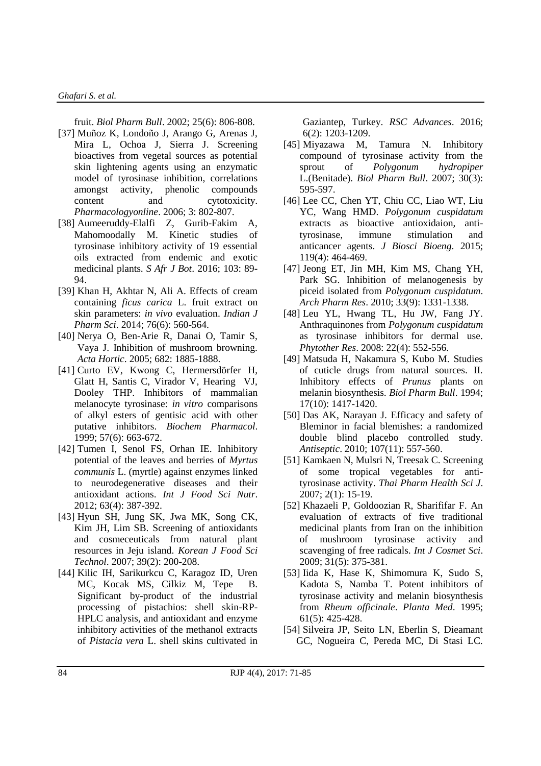fruit. *Biol Pharm Bull*. 2002; 25(6): 806-808.

[37] Muñoz K, Londoño J, Arango G, Arenas J, Mira L, Ochoa J, Sierra J. Screening bioactives from vegetal sources as potential skin lightening agents using an enzymatic model of tyrosinase inhibition, correlations amongst activity, phenolic compounds content and cytotoxicity. *Pharmacologyonline*. 2006; 3: 802-807.

[38] Aumeeruddy-Elalfi Z, Gurib-Fakim A, Mahomoodally M. Kinetic studies of tyrosinase inhibitory activity of 19 essential oils extracted from endemic and exotic medicinal plants. *S Afr J Bot*. 2016; 103: 89-94.

[39] Khan H, Akhtar N, Ali A. Effects of cream containing *ficus carica* L. fruit extract on skin parameters: *in vivo* evaluation. *Indian J Pharm Sci*. 2014; 76(6): 560-564.

[40] Nerya O, Ben-Arie R, Danai O, Tamir S, Vaya J. Inhibition of mushroom browning. *Acta Hortic*. 2005; 682: 1885-1888.

[41] Curto EV, Kwong C, Hermersdörfer H, Glatt H, Santis C, Virador V, Hearing VJ, Dooley THP. Inhibitors of mammalian melanocyte tyrosinase: *in vitro* comparisons of alkyl esters of gentisic acid with other putative inhibitors. *Biochem Pharmacol*. 1999; 57(6): 663-672.

[42] Tumen I, Senol FS, Orhan IE. Inhibitory potential of the leaves and berries of *Myrtus communis* L. (myrtle) against enzymes linked to neurodegenerative diseases and their antioxidant actions. *Int J Food Sci Nutr*. 2012; 63(4): 387-392.

[43] Hyun SH, Jung SK, Jwa MK, Song CK, Kim JH, Lim SB. Screening of antioxidants and cosmeceuticals from natural plant resources in Jeju island. *Korean J Food Sci Technol*. 2007; 39(2): 200-208.

[44] Kilic IH, Sarikurkcu C, Karagoz ID, Uren MC, Kocak MS, Cilkiz M, Tepe B. Significant by-product of the industrial processing of pistachios: shell skin-RP-HPLC analysis, and antioxidant and enzyme inhibitory activities of the methanol extracts of *Pistacia vera* L. shell skins cultivated in Gaziantep, Turkey. *RSC Advances*. 2016; 6(2): 1203-1209.

[45] Miyazawa M, Tamura N. Inhibitory compound of tyrosinase activity from the sprout of *Polygonum hydropiper* L.(Benitade). *Biol Pharm Bull*. 2007; 30(3): 595-597.

[46] Lee CC, Chen YT, Chiu CC, Liao WT, Liu YC, Wang HMD. *Polygonum cuspidatum* extracts as bioactive antioxidaion, anti-tyrosinase, immune stimulation and anticancer agents. *J Biosci Bioeng*. 2015; 119(4): 464-469.

[47] Jeong ET, Jin MH, Kim MS, Chang YH, Park SG. Inhibition of melanogenesis by piceid isolated from *Polygonum cuspidatum*. *Arch Pharm Res*. 2010; 33(9): 1331-1338.

[48] Leu YL, Hwang TL, Hu JW, Fang JY. Anthraquinones from *Polygonum cuspidatum* as tyrosinase inhibitors for dermal use. *Phytother Res*. 2008: 22(4): 552-556.

[49] Matsuda H, Nakamura S, Kubo M. Studies of cuticle drugs from natural sources. II. Inhibitory effects of *Prunus* plants on melanin biosynthesis. *Biol Pharm Bull*. 1994; 17(10): 1417-1420.

[50] Das AK, Narayan J. Efficacy and safety of Bleminor in facial blemishes: a randomized double blind placebo controlled study. *Antiseptic*. 2010; 107(11): 557-560.

[51] Kamkaen N, Mulsri N, Treesak C. Screening of some tropical vegetables for anti-tyrosinase activity. *Thai Pharm Health Sci J*. 2007; 2(1): 15-19.

[52] Khazaeli P, Goldoozian R, Sharififar F. An evaluation of extracts of five traditional medicinal plants from Iran on the inhibition of mushroom tyrosinase activity and scavenging of free radicals. *Int J Cosmet Sci*. 2009; 31(5): 375-381.

[53] Iida K, Hase K, Shimomura K, Sudo S, Kadota S, Namba T. Potent inhibitors of tyrosinase activity and melanin biosynthesis from *Rheum officinale*. *Planta Med*. 1995; 61(5): 425-428.

[54] Silveira JP, Seito LN, Eberlin S, Dieamant GC, Nogueira C, Pereda MC, Di Stasi LC.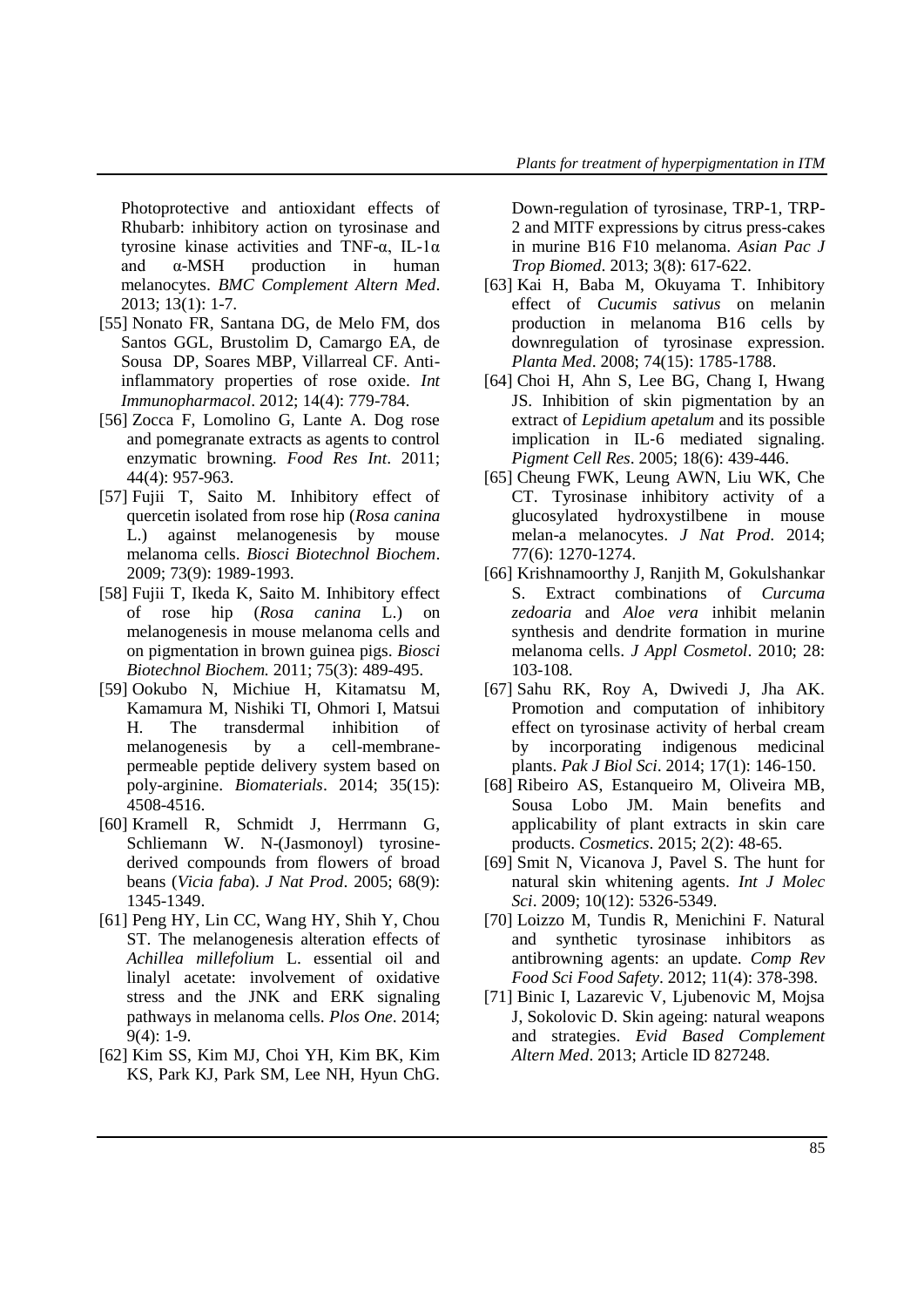Photoprotective and antioxidant effects of Rhubarb: inhibitory action on tyrosinase and tyrosine kinase activities and TNF-α, IL-1α and α-MSH production in human melanocytes. *BMC Complement Altern Med*. 2013; 13(1): 1-7.

[55] Nonato FR, Santana DG, de Melo FM, dos Santos GGL, Brustolim D, Camargo EA, de Sousa DP, Soares MBP, Villarreal CF. Anti-inflammatory properties of rose oxide. *Int Immunopharmacol*. 2012; 14(4): 779-784.

[56] Zocca F, Lomolino G, Lante A. Dog rose and pomegranate extracts as agents to control enzymatic browning. *Food Res Int*. 2011; 44(4): 957-963.

[57] Fujii T, Saito M. Inhibitory effect of quercetin isolated from rose hip (*Rosa canina* L.) against melanogenesis by mouse melanoma cells. *Biosci Biotechnol Biochem*. 2009; 73(9): 1989-1993.

[58] Fujii T, Ikeda K, Saito M. Inhibitory effect of rose hip (*Rosa canina* L.) on melanogenesis in mouse melanoma cells and on pigmentation in brown guinea pigs. *Biosci Biotechnol Biochem.* 2011; 75(3): 489-495.

[59] Ookubo N, Michiue H, Kitamatsu M, Kamamura M, Nishiki TI, Ohmori I, Matsui H. The transdermal inhibition of melanogenesis by a cell-membrane-permeable peptide delivery system based on poly-arginine. *Biomaterials*. 2014; 35(15): 4508-4516.

[60] Kramell R, Schmidt J, Herrmann G, Schliemann W. N-(Jasmonoyl) tyrosine-derived compounds from flowers of broad beans (*Vicia faba*). *J Nat Prod*. 2005; 68(9): 1345-1349.

[61] Peng HY, Lin CC, Wang HY, Shih Y, Chou ST. The melanogenesis alteration effects of *Achillea millefolium* L. essential oil and linalyl acetate: involvement of oxidative stress and the JNK and ERK signaling pathways in melanoma cells. *Plos One*. 2014; 9(4): 1-9.

[62] Kim SS, Kim MJ, Choi YH, Kim BK, Kim KS, Park KJ, Park SM, Lee NH, Hyun ChG. Down-regulation of tyrosinase, TRP-1, TRP-2 and MITF expressions by citrus press-cakes in murine B16 F10 melanoma. *Asian Pac J Trop Biomed*. 2013; 3(8): 617-622.

[63] Kai H, Baba M, Okuyama T. Inhibitory effect of *Cucumis sativus* on melanin production in melanoma B16 cells by downregulation of tyrosinase expression. *Planta Med*. 2008; 74(15): 1785-1788.

[64] Choi H, Ahn S, Lee BG, Chang I, Hwang JS. Inhibition of skin pigmentation by an extract of *Lepidium apetalum* and its possible implication in IL-6 mediated signaling. *Pigment Cell Res*. 2005; 18(6): 439-446.

[65] Cheung FWK, Leung AWN, Liu WK, Che CT. Tyrosinase inhibitory activity of a glucosylated hydroxystilbene in mouse melan-a melanocytes. *J Nat Prod*. 2014; 77(6): 1270-1274.

[66] Krishnamoorthy J, Ranjith M, Gokulshankar S. Extract combinations of *Curcuma zedoaria* and *Aloe vera* inhibit melanin synthesis and dendrite formation in murine melanoma cells. *J Appl Cosmetol*. 2010; 28: 103-108.

[67] Sahu RK, Roy A, Dwivedi J, Jha AK. Promotion and computation of inhibitory effect on tyrosinase activity of herbal cream by incorporating indigenous medicinal plants. *Pak J Biol Sci*. 2014; 17(1): 146-150.

[68] Ribeiro AS, Estanqueiro M, Oliveira MB, Sousa Lobo JM. Main benefits and applicability of plant extracts in skin care products. *Cosmetics*. 2015; 2(2): 48-65.

[69] Smit N, Vicanova J, Pavel S. The hunt for natural skin whitening agents. *Int J Molec Sci*. 2009; 10(12): 5326-5349.

[70] Loizzo M, Tundis R, Menichini F. Natural and synthetic tyrosinase inhibitors as antibrowning agents: an update. *Comp Rev Food Sci Food Safety*. 2012; 11(4): 378-398.

[71] Binic I, Lazarevic V, Ljubenovic M, Mojsa J, Sokolovic D. Skin ageing: natural weapons and strategies. *Evid Based Complement Altern Med*. 2013; Article ID 827248.